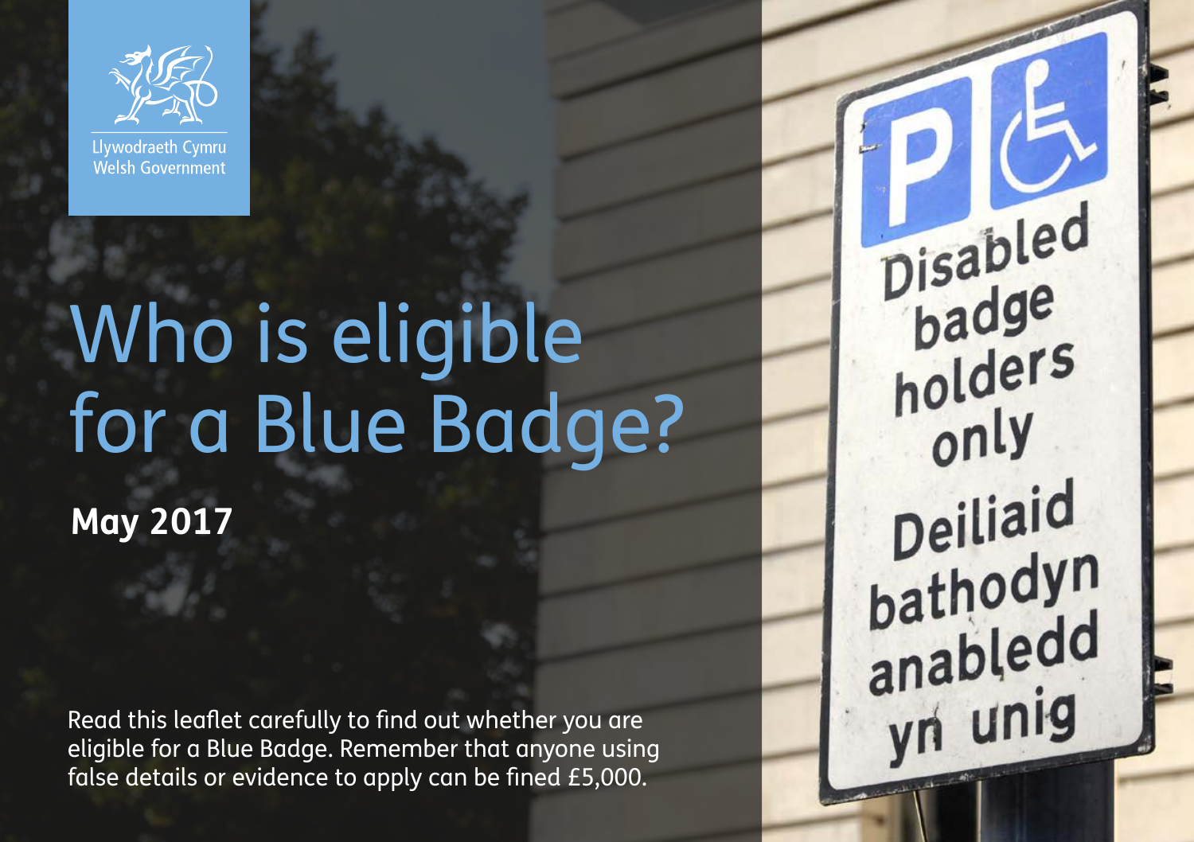Llywodraeth Cymru
Welsh Government

# Who is eligible for a Blue Badge?

**May 2017**

Read this leaflet carefully to find out whether you are eligible for a Blue Badge. Remember that anyone using false details or evidence to apply can be fined £5,000.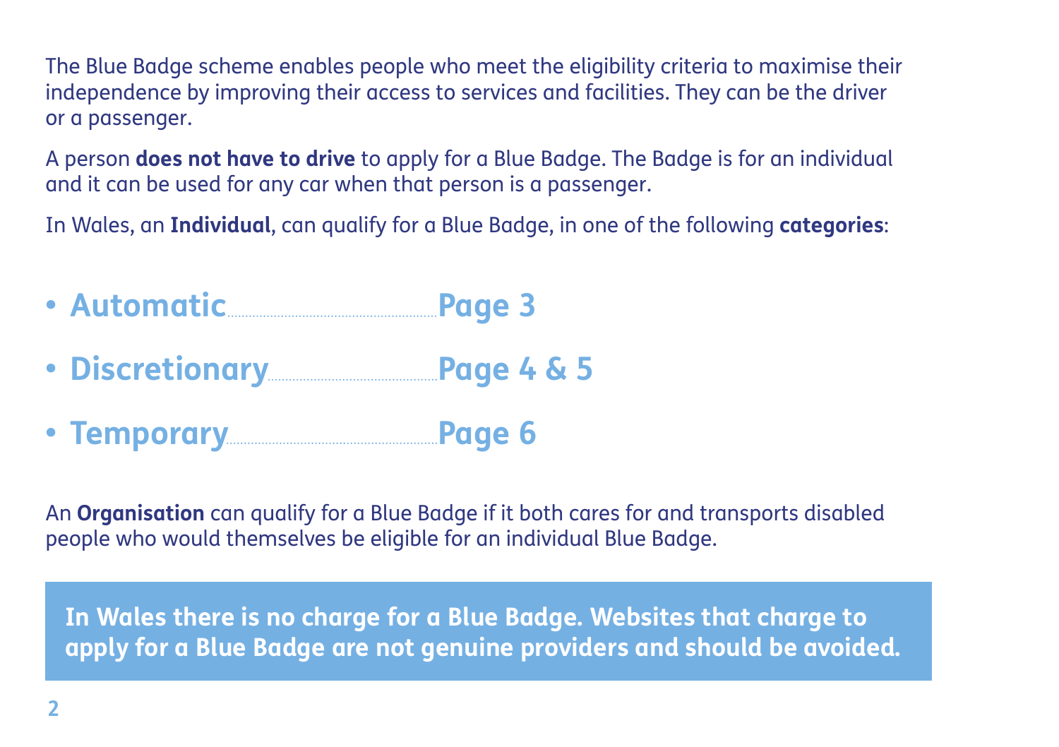The Blue Badge scheme enables people who meet the eligibility criteria to maximise their independence by improving their access to services and facilities. They can be the driver or a passenger.

A person **does not have to drive** to apply for a Blue Badge. The Badge is for an individual and it can be used for any car when that person is a passenger.

In Wales, an **Individual**, can qualify for a Blue Badge, in one of the following **categories**:

- **Automatic..........Page 3**
- **Discretionary..........Page 4 & 5**
- **Temporary..........Page 6**

An **Organisation** can qualify for a Blue Badge if it both cares for and transports disabled people who would themselves be eligible for an individual Blue Badge.

**In Wales there is no charge for a Blue Badge. Websites that charge to apply for a Blue Badge are not genuine providers and should be avoided.**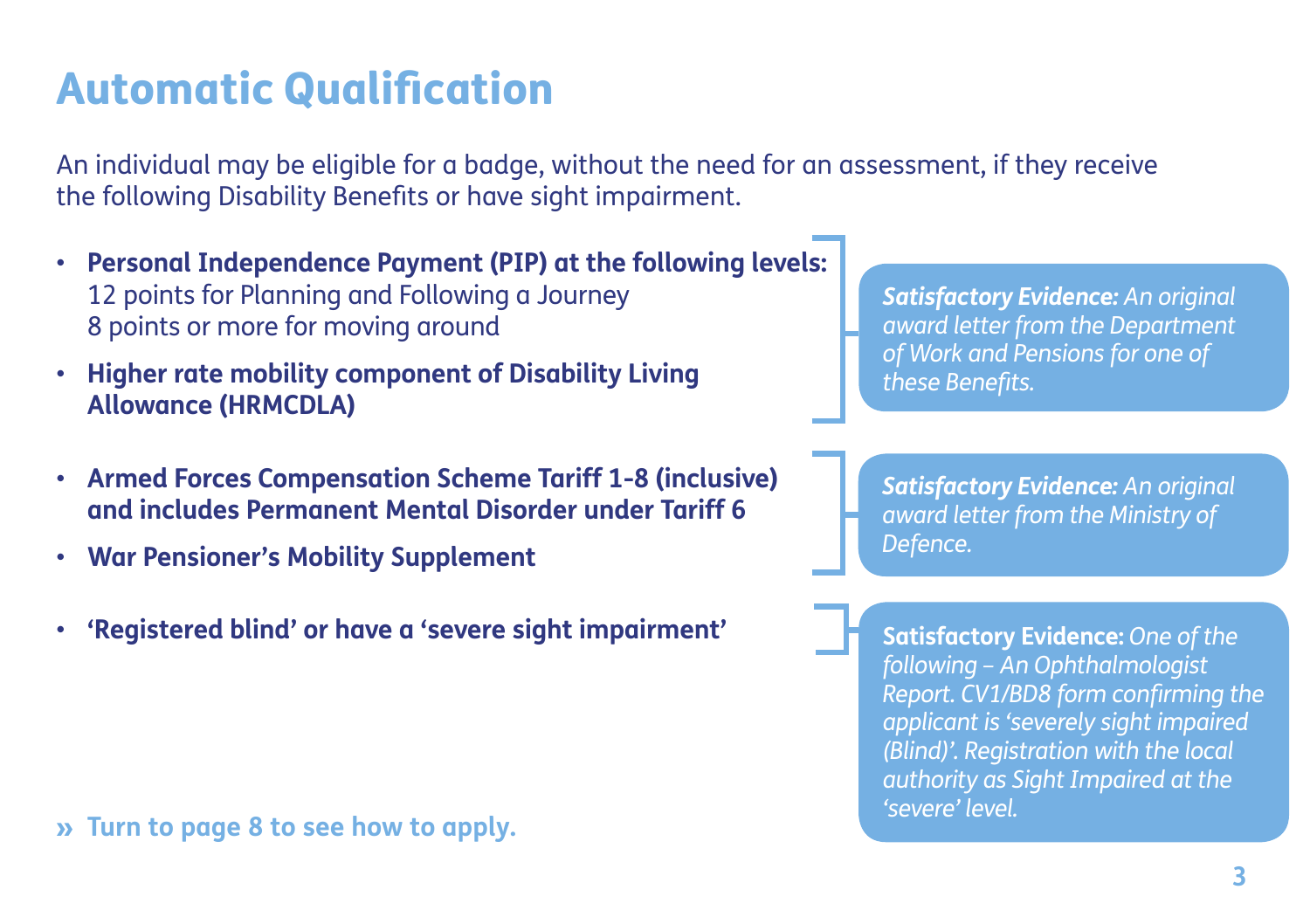# Automatic Qualification

An individual may be eligible for a badge, without the need for an assessment, if they receive the following Disability Benefits or have sight impairment.

- **Personal Independence Payment (PIP) at the following levels:**
  12 points for Planning and Following a Journey
  8 points or more for moving around
- **Higher rate mobility component of Disability Living Allowance (HRMCDLA)**

***Satisfactory Evidence:*** *An original award letter from the Department of Work and Pensions for one of these Benefits.*

- **Armed Forces Compensation Scheme Tariff 1-8 (inclusive) and includes Permanent Mental Disorder under Tariff 6**
- **War Pensioner's Mobility Supplement**

***Satisfactory Evidence:*** *An original award letter from the Ministry of Defence.*

- **'Registered blind' or have a 'severe sight impairment'**

**Satisfactory Evidence:** *One of the following – An Ophthalmologist Report. CV1/BD8 form confirming the applicant is 'severely sight impaired (Blind)'. Registration with the local authority as Sight Impaired at the 'severe' level.*

**» Turn to page 8 to see how to apply.**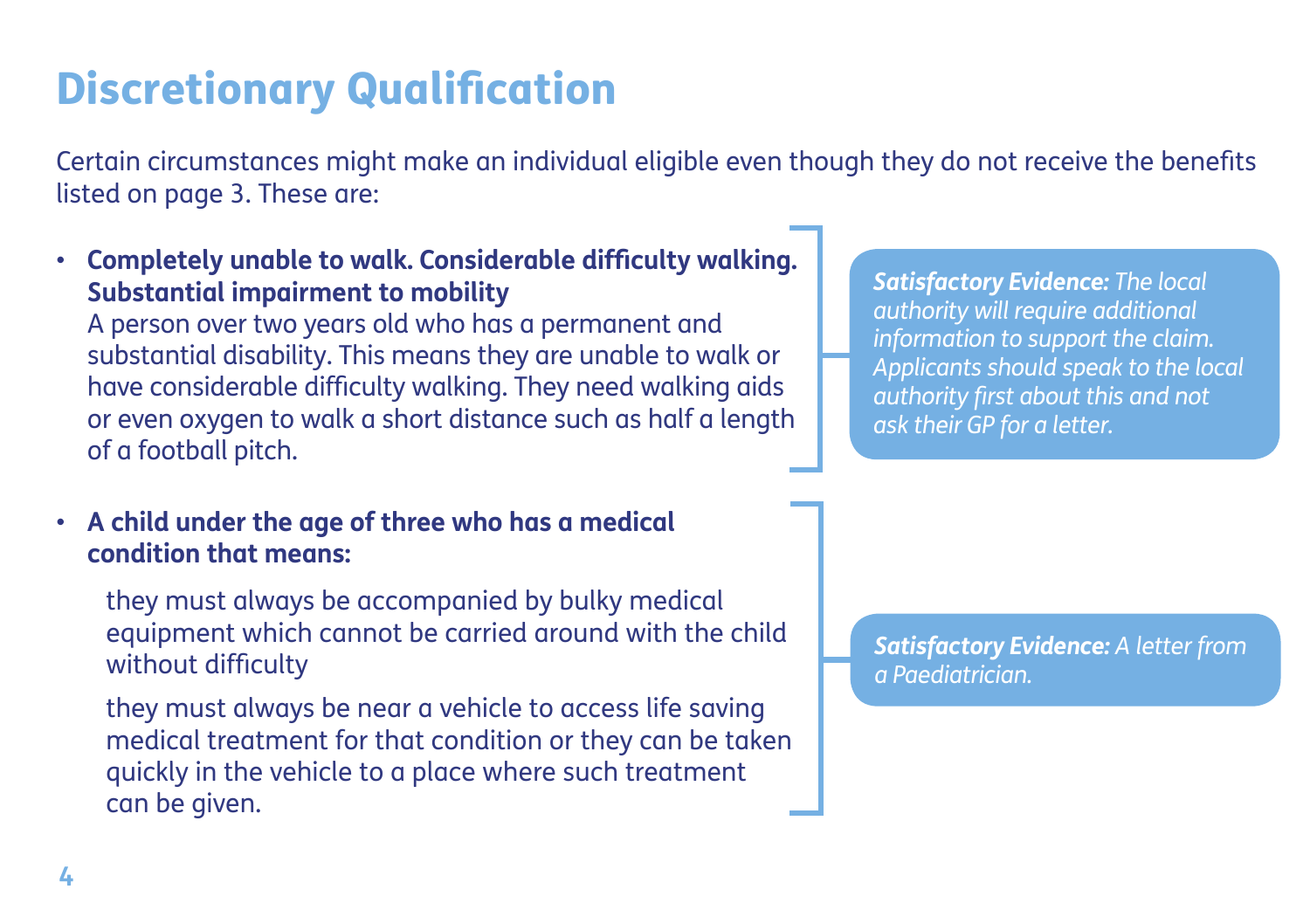# Discretionary Qualification

Certain circumstances might make an individual eligible even though they do not receive the benefits listed on page 3. These are:

- **Completely unable to walk. Considerable difficulty walking. Substantial impairment to mobility**
  A person over two years old who has a permanent and substantial disability. This means they are unable to walk or have considerable difficulty walking. They need walking aids or even oxygen to walk a short distance such as half a length of a football pitch.

*__Satisfactory Evidence:__ The local authority will require additional information to support the claim. Applicants should speak to the local authority first about this and not ask their GP for a letter.*

- **A child under the age of three who has a medical condition that means:**

  they must always be accompanied by bulky medical equipment which cannot be carried around with the child without difficulty

  they must always be near a vehicle to access life saving medical treatment for that condition or they can be taken quickly in the vehicle to a place where such treatment can be given.

*__Satisfactory Evidence:__ A letter from a Paediatrician.*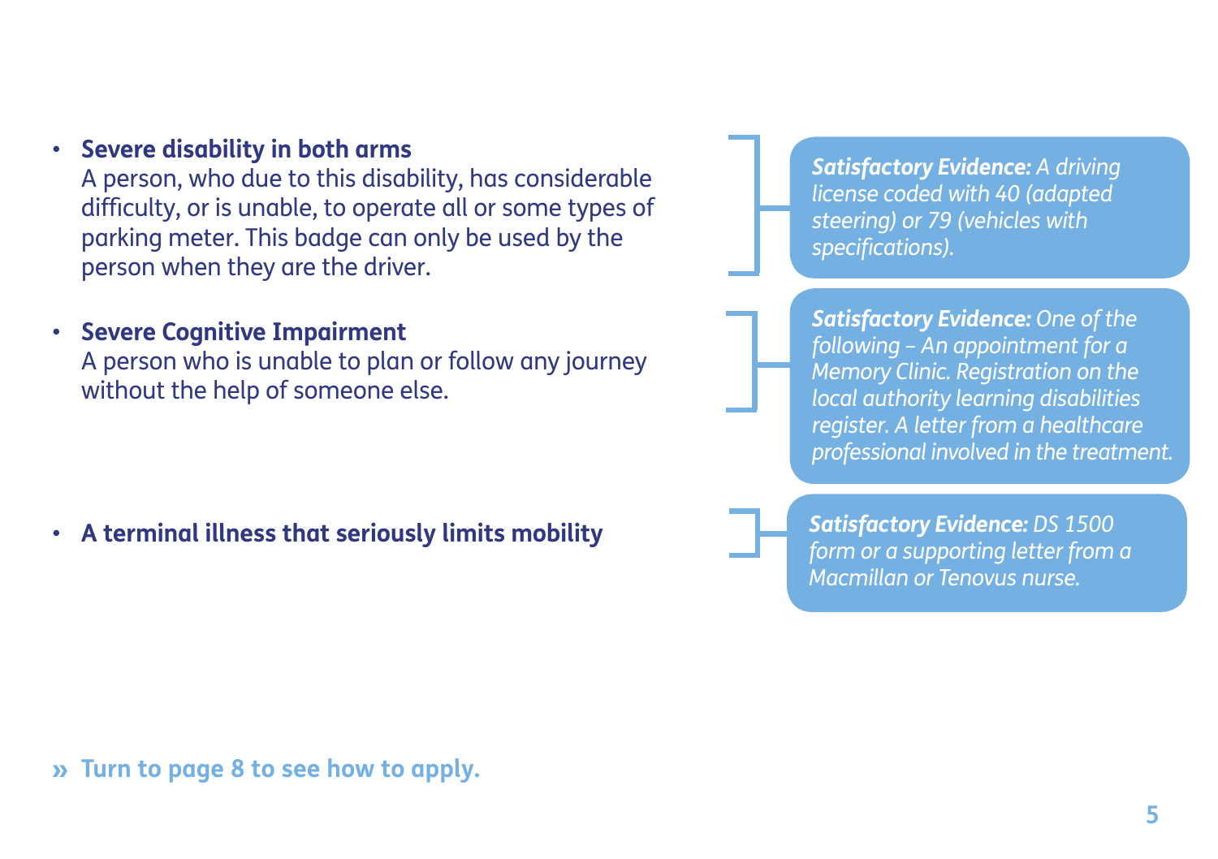- **Severe disability in both arms**
  A person, who due to this disability, has considerable difficulty, or is unable, to operate all or some types of parking meter. This badge can only be used by the person when they are the driver.

  > ***Satisfactory Evidence:*** *A driving license coded with 40 (adapted steering) or 79 (vehicles with specifications).*

- **Severe Cognitive Impairment**
  A person who is unable to plan or follow any journey without the help of someone else.

  > ***Satisfactory Evidence:*** *One of the following – An appointment for a Memory Clinic. Registration on the local authority learning disabilities register. A letter from a healthcare professional involved in the treatment.*

- **A terminal illness that seriously limits mobility**

  > ***Satisfactory Evidence:*** *DS 1500 form or a supporting letter from a Macmillan or Tenovus nurse.*

» **Turn to page 8 to see how to apply.**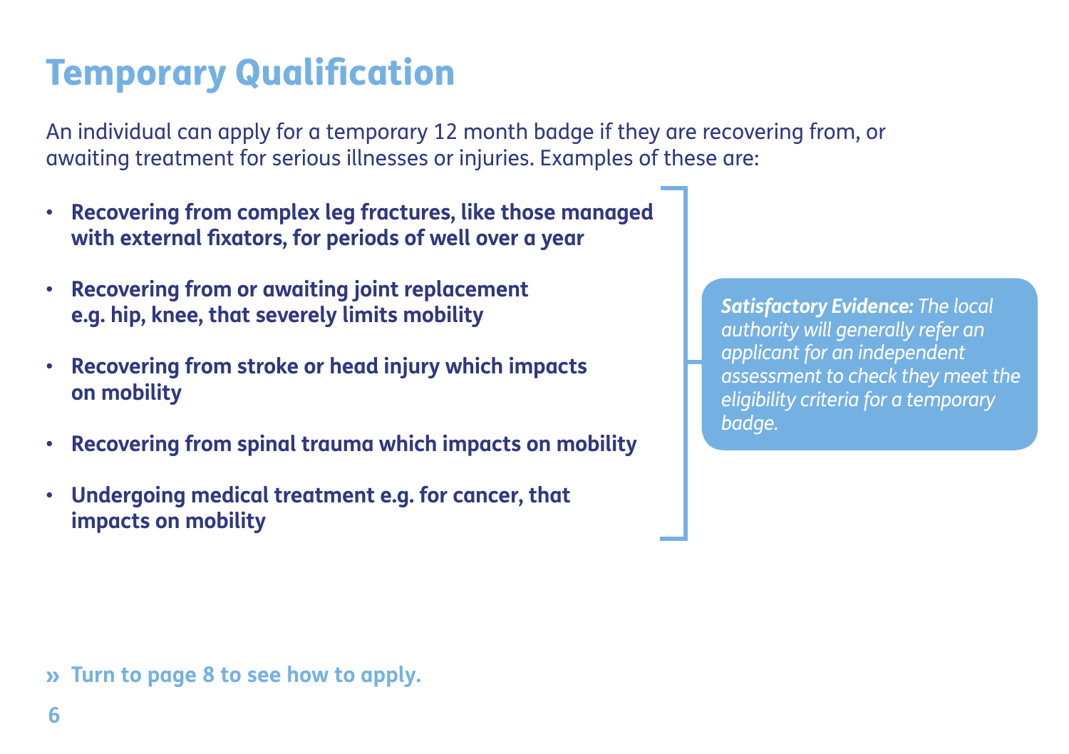# Temporary Qualification

An individual can apply for a temporary 12 month badge if they are recovering from, or awaiting treatment for serious illnesses or injuries. Examples of these are:

- **Recovering from complex leg fractures, like those managed with external fixators, for periods of well over a year**
- **Recovering from or awaiting joint replacement e.g. hip, knee, that severely limits mobility**
- **Recovering from stroke or head injury which impacts on mobility**
- **Recovering from spinal trauma which impacts on mobility**
- **Undergoing medical treatment e.g. for cancer, that impacts on mobility**

***Satisfactory Evidence:*** *The local authority will generally refer an applicant for an independent assessment to check they meet the eligibility criteria for a temporary badge.*

**» Turn to page 8 to see how to apply.**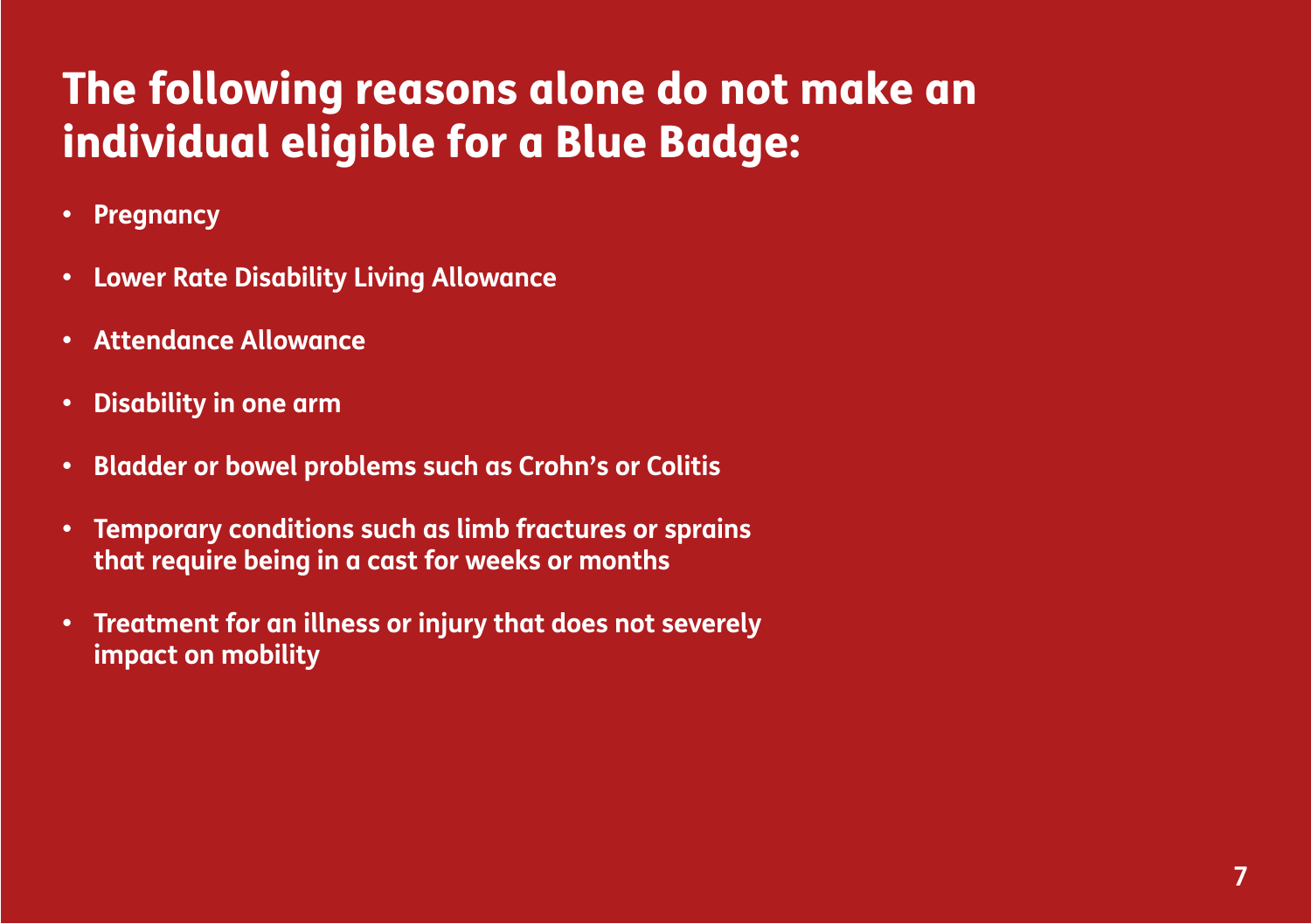# The following reasons alone do not make an individual eligible for a Blue Badge:

- **Pregnancy**
- **Lower Rate Disability Living Allowance**
- **Attendance Allowance**
- **Disability in one arm**
- **Bladder or bowel problems such as Crohn's or Colitis**
- **Temporary conditions such as limb fractures or sprains that require being in a cast for weeks or months**
- **Treatment for an illness or injury that does not severely impact on mobility**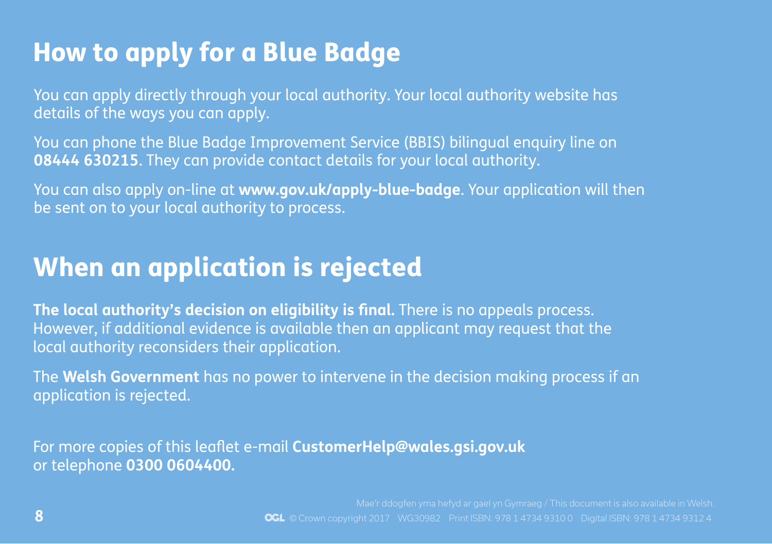## How to apply for a Blue Badge

You can apply directly through your local authority. Your local authority website has details of the ways you can apply.

You can phone the Blue Badge Improvement Service (BBIS) bilingual enquiry line on **08444 630215**. They can provide contact details for your local authority.

You can also apply on-line at **www.gov.uk/apply-blue-badge**. Your application will then be sent on to your local authority to process.

## When an application is rejected

**The local authority's decision on eligibility is final.** There is no appeals process. However, if additional evidence is available then an applicant may request that the local authority reconsiders their application.

The **Welsh Government** has no power to intervene in the decision making process if an application is rejected.

For more copies of this leaflet e-mail **CustomerHelp@wales.gsi.gov.uk** or telephone **0300 0604400.**

Mae'r ddogfen yma hefyd ar gael yn Gymraeg / This document is also available in Welsh.

OGL © Crown copyright 2017 WG30982 Print ISBN: 978 1 4734 9310 0 Digital ISBN: 978 1 4734 9312 4